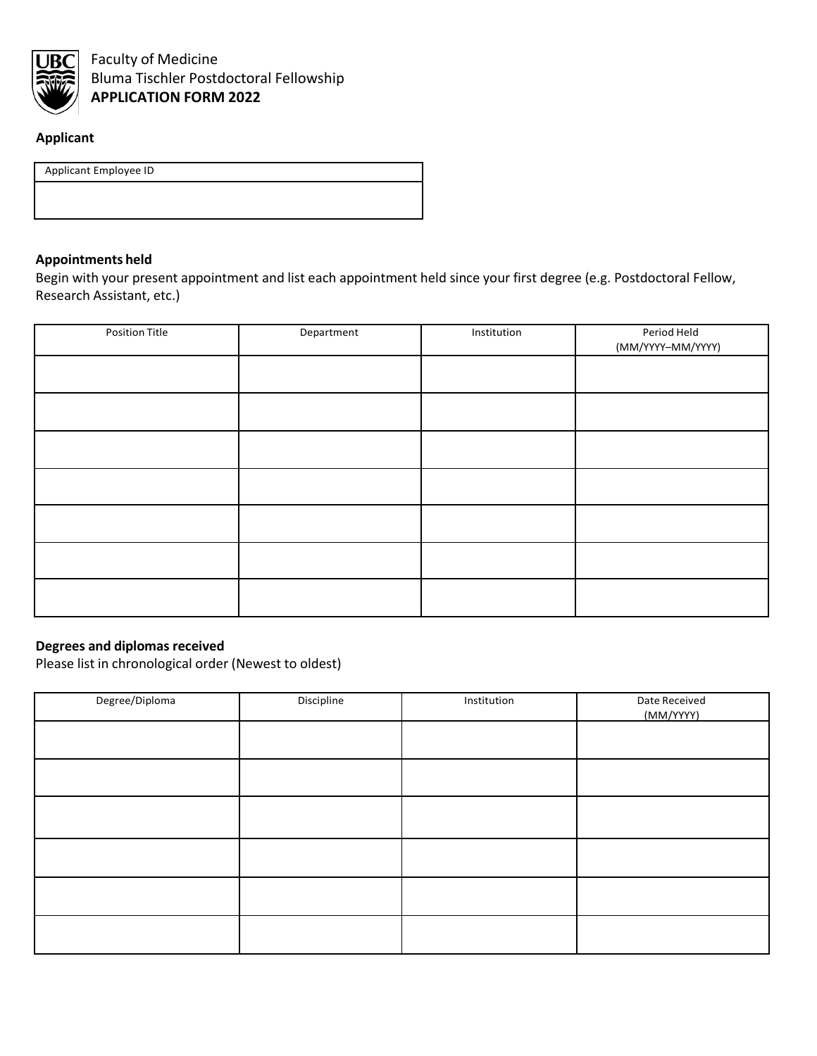Faculty of Medicine
Bluma Tischler Postdoctoral Fellowship
**APPLICATION FORM 2022**

**Applicant**

| Applicant Employee ID |
| --- |
| |

**Appointments held**

Begin with your present appointment and list each appointment held since your first degree (e.g. Postdoctoral Fellow, Research Assistant, etc.)

| Position Title | Department | Institution | Period Held (MM/YYYY–MM/YYYY) |
| --- | --- | --- | --- |
| | | | |
| | | | |
| | | | |
| | | | |
| | | | |
| | | | |
| | | | |

**Degrees and diplomas received**

Please list in chronological order (Newest to oldest)

| Degree/Diploma | Discipline | Institution | Date Received (MM/YYYY) |
| --- | --- | --- | --- |
| | | | |
| | | | |
| | | | |
| | | | |
| | | | |
| | | | |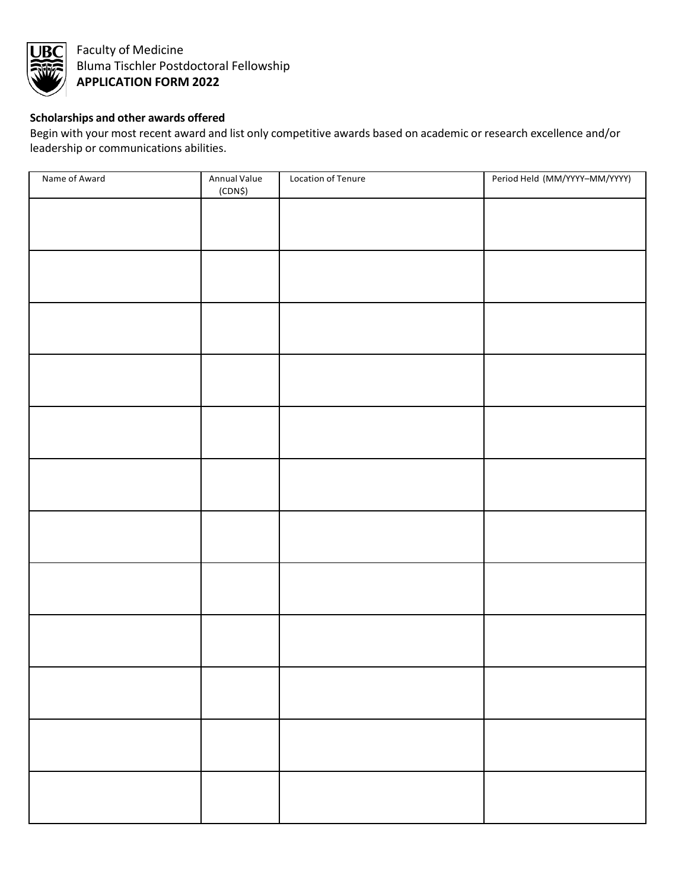Faculty of Medicine
Bluma Tischler Postdoctoral Fellowship
**APPLICATION FORM 2022**

**Scholarships and other awards offered**

Begin with your most recent award and list only competitive awards based on academic or research excellence and/or leadership or communications abilities.

| Name of Award | Annual Value (CDN$) | Location of Tenure | Period Held (MM/YYYY–MM/YYYY) |
|---|---|---|---|
| | | | |
| | | | |
| | | | |
| | | | |
| | | | |
| | | | |
| | | | |
| | | | |
| | | | |
| | | | |
| | | | |
| | | | |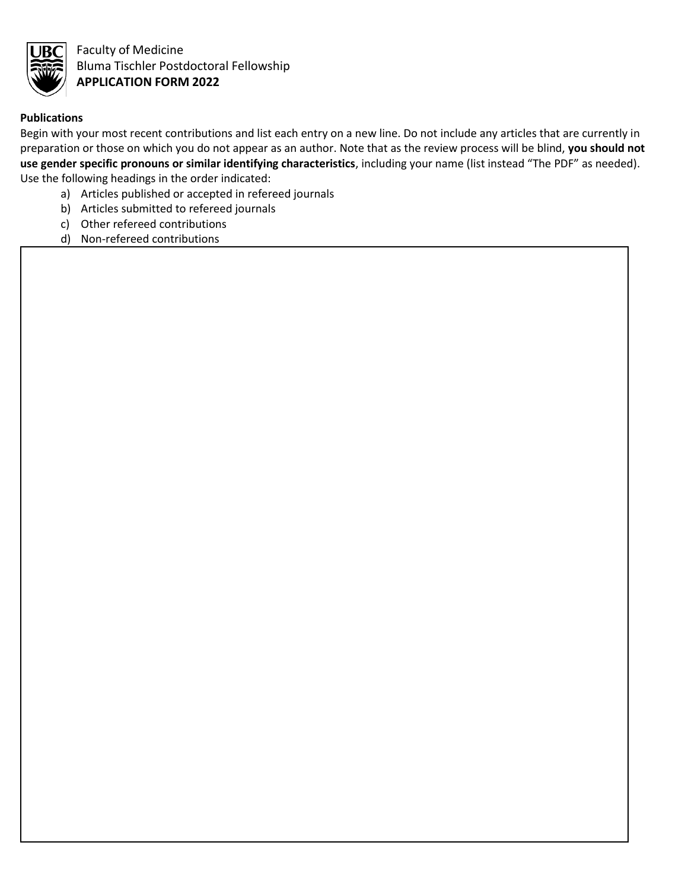Faculty of Medicine
Bluma Tischler Postdoctoral Fellowship
**APPLICATION FORM 2022**

**Publications**

Begin with your most recent contributions and list each entry on a new line. Do not include any articles that are currently in preparation or those on which you do not appear as an author. Note that as the review process will be blind, **you should not use gender specific pronouns or similar identifying characteristics**, including your name (list instead "The PDF" as needed). Use the following headings in the order indicated:

a) Articles published or accepted in refereed journals
b) Articles submitted to refereed journals
c) Other refereed contributions
d) Non-refereed contributions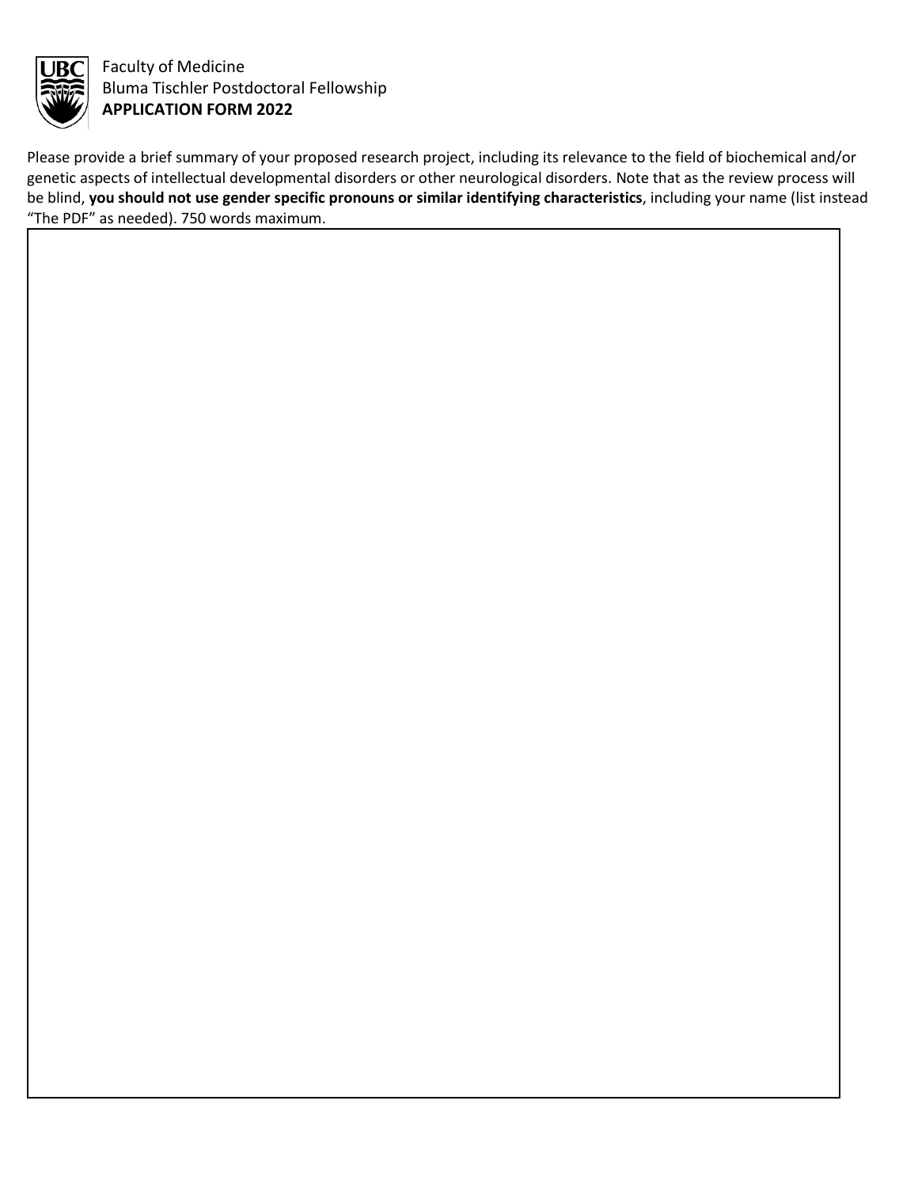Faculty of Medicine
Bluma Tischler Postdoctoral Fellowship
**APPLICATION FORM 2022**

Please provide a brief summary of your proposed research project, including its relevance to the field of biochemical and/or genetic aspects of intellectual developmental disorders or other neurological disorders. Note that as the review process will be blind, **you should not use gender specific pronouns or similar identifying characteristics**, including your name (list instead "The PDF" as needed). 750 words maximum.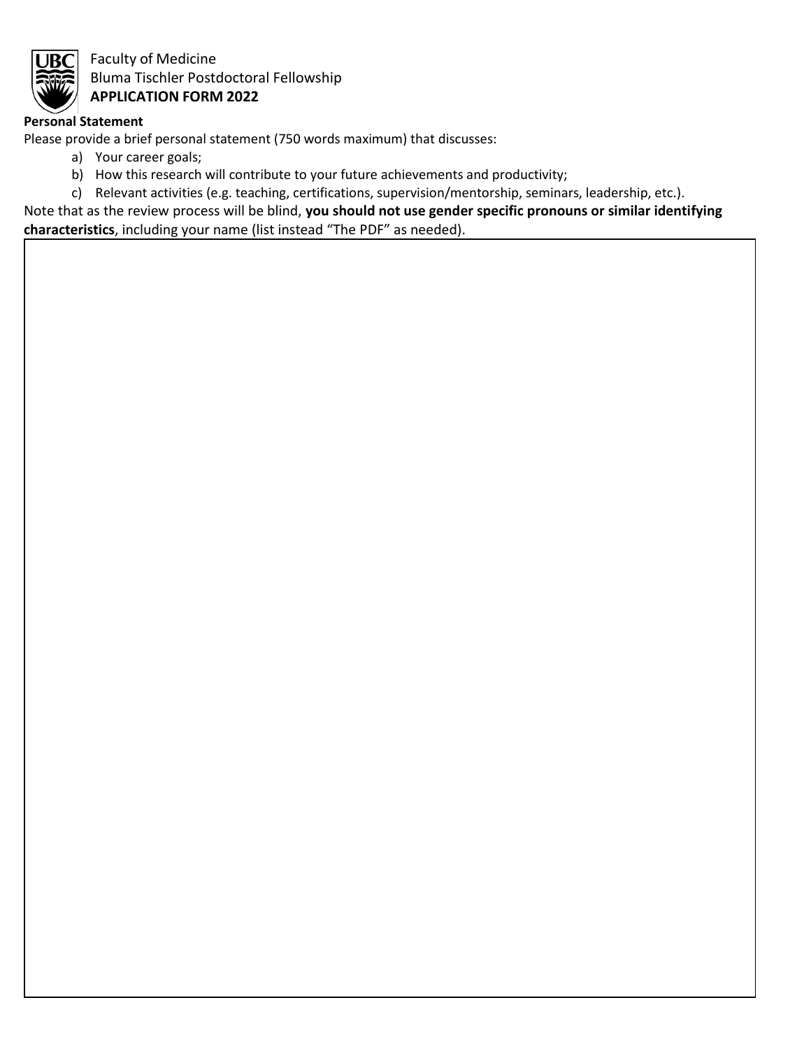Faculty of Medicine
Bluma Tischler Postdoctoral Fellowship
**APPLICATION FORM 2022**

**Personal Statement**

Please provide a brief personal statement (750 words maximum) that discusses:

a) Your career goals;
b) How this research will contribute to your future achievements and productivity;
c) Relevant activities (e.g. teaching, certifications, supervision/mentorship, seminars, leadership, etc.).

Note that as the review process will be blind, **you should not use gender specific pronouns or similar identifying characteristics**, including your name (list instead "The PDF" as needed).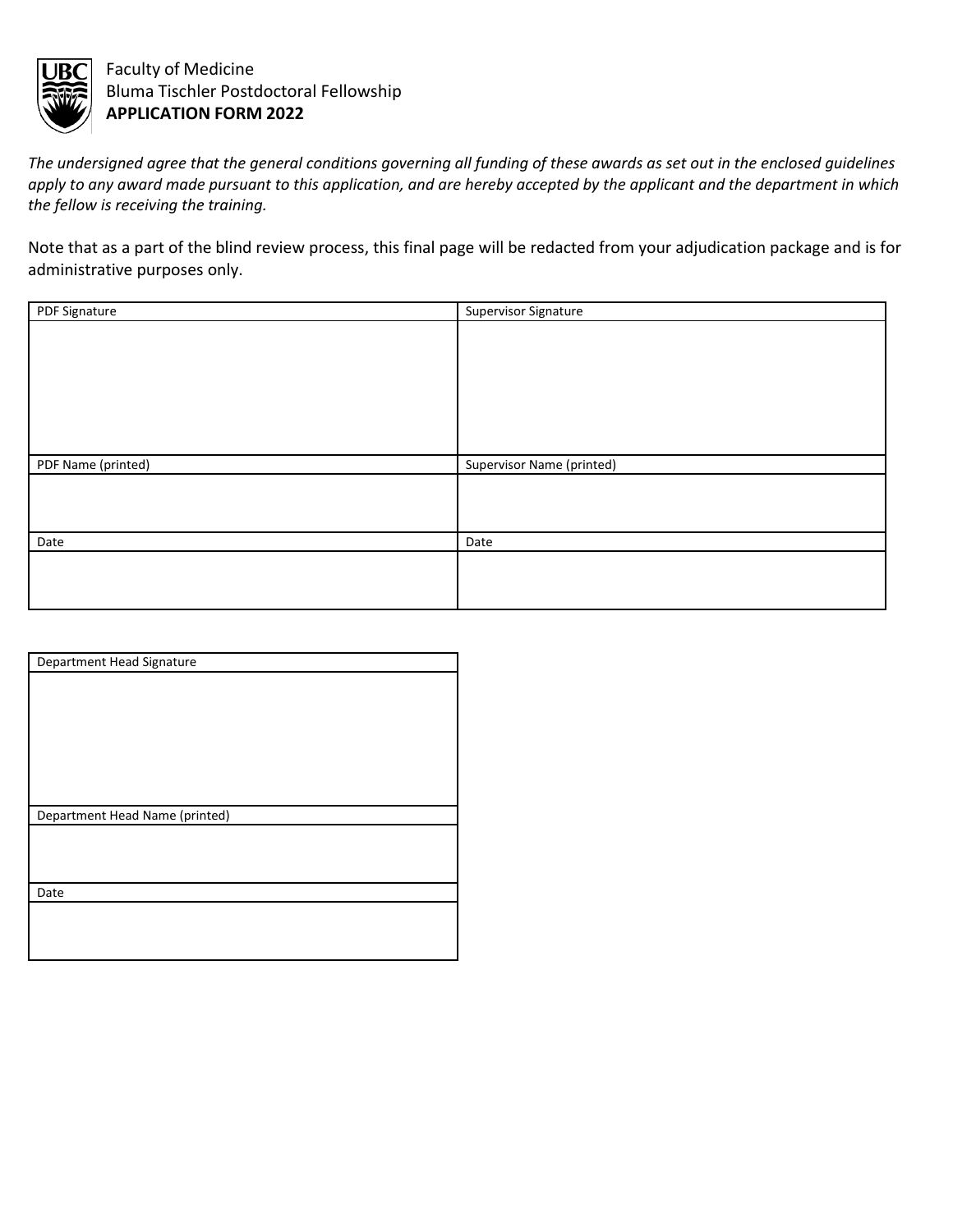Faculty of Medicine
Bluma Tischler Postdoctoral Fellowship
**APPLICATION FORM 2022**

*The undersigned agree that the general conditions governing all funding of these awards as set out in the enclosed guidelines apply to any award made pursuant to this application, and are hereby accepted by the applicant and the department in which the fellow is receiving the training.*

Note that as a part of the blind review process, this final page will be redacted from your adjudication package and is for administrative purposes only.

| PDF Signature | Supervisor Signature |
| --- | --- |
| | |
| PDF Name (printed) | Supervisor Name (printed) |
| | |
| Date | Date |
| | |

| Department Head Signature |
| --- |
| |
| Department Head Name (printed) |
| |
| Date |
| |